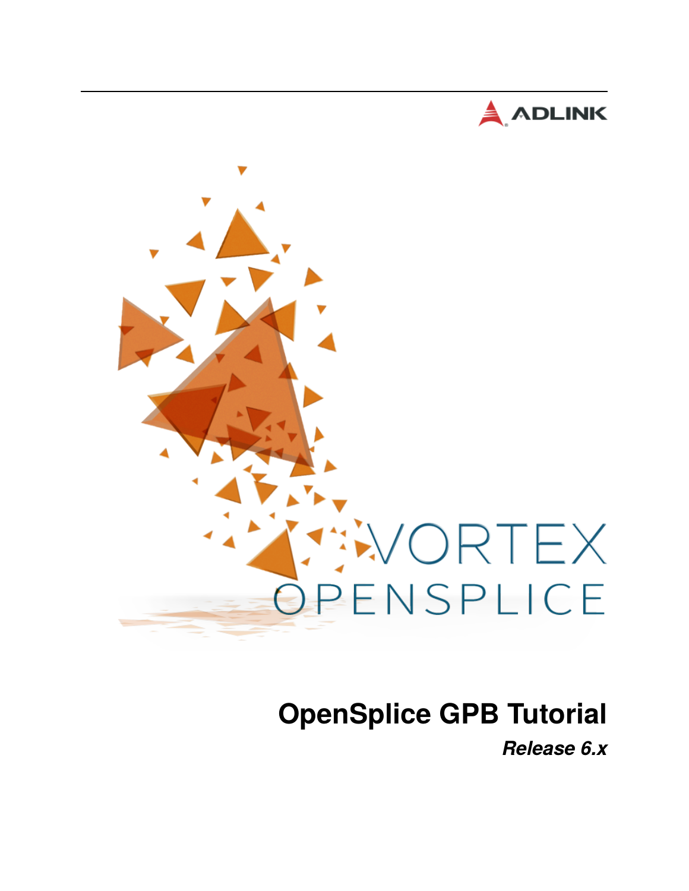ADLINK

VORTEX OPENSPLICE

# OpenSplice GPB Tutorial

***Release 6.x***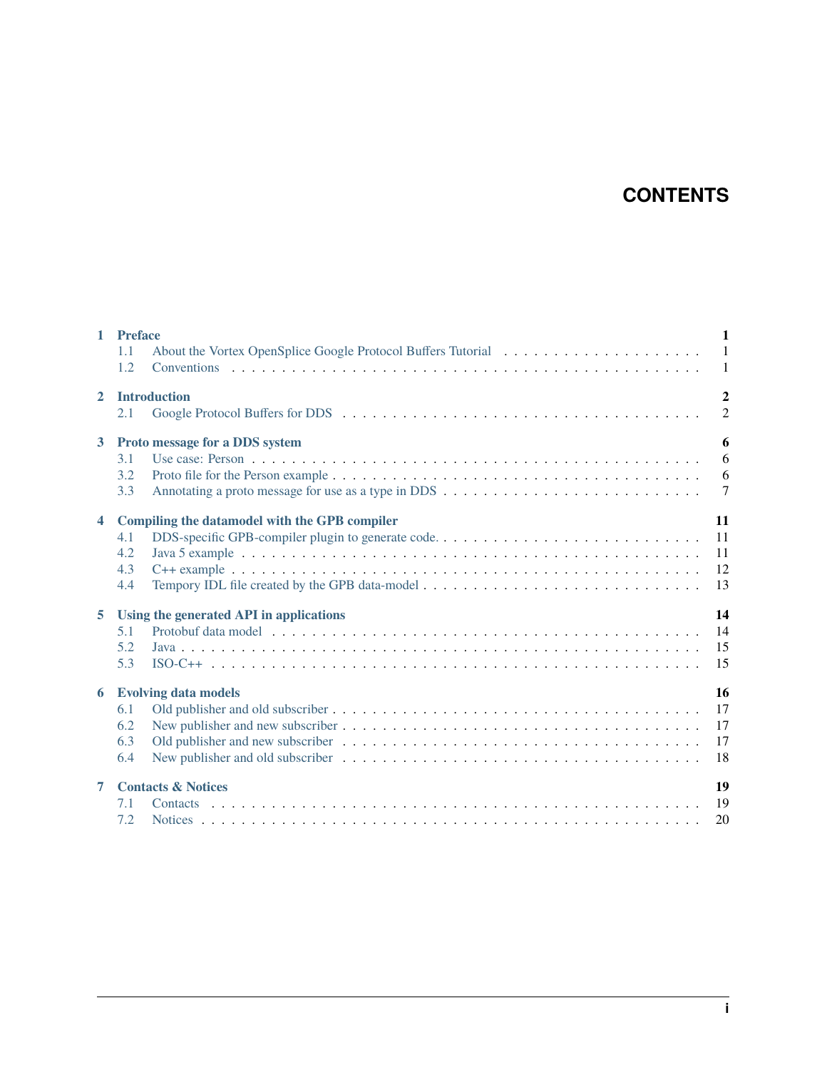# CONTENTS

- **1 Preface** — 1
  - 1.1 About the Vortex OpenSplice Google Protocol Buffers Tutorial — 1
  - 1.2 Conventions — 1
- **2 Introduction** — 2
  - 2.1 Google Protocol Buffers for DDS — 2
- **3 Proto message for a DDS system** — 6
  - 3.1 Use case: Person — 6
  - 3.2 Proto file for the Person example — 6
  - 3.3 Annotating a proto message for use as a type in DDS — 7
- **4 Compiling the datamodel with the GPB compiler** — 11
  - 4.1 DDS-specific GPB-compiler plugin to generate code. — 11
  - 4.2 Java 5 example — 11
  - 4.3 C++ example — 12
  - 4.4 Tempory IDL file created by the GPB data-model — 13
- **5 Using the generated API in applications** — 14
  - 5.1 Protobuf data model — 14
  - 5.2 Java — 15
  - 5.3 ISO-C++ — 15
- **6 Evolving data models** — 16
  - 6.1 Old publisher and old subscriber — 17
  - 6.2 New publisher and new subscriber — 17
  - 6.3 Old publisher and new subscriber — 17
  - 6.4 New publisher and old subscriber — 18
- **7 Contacts & Notices** — 19
  - 7.1 Contacts — 19
  - 7.2 Notices — 20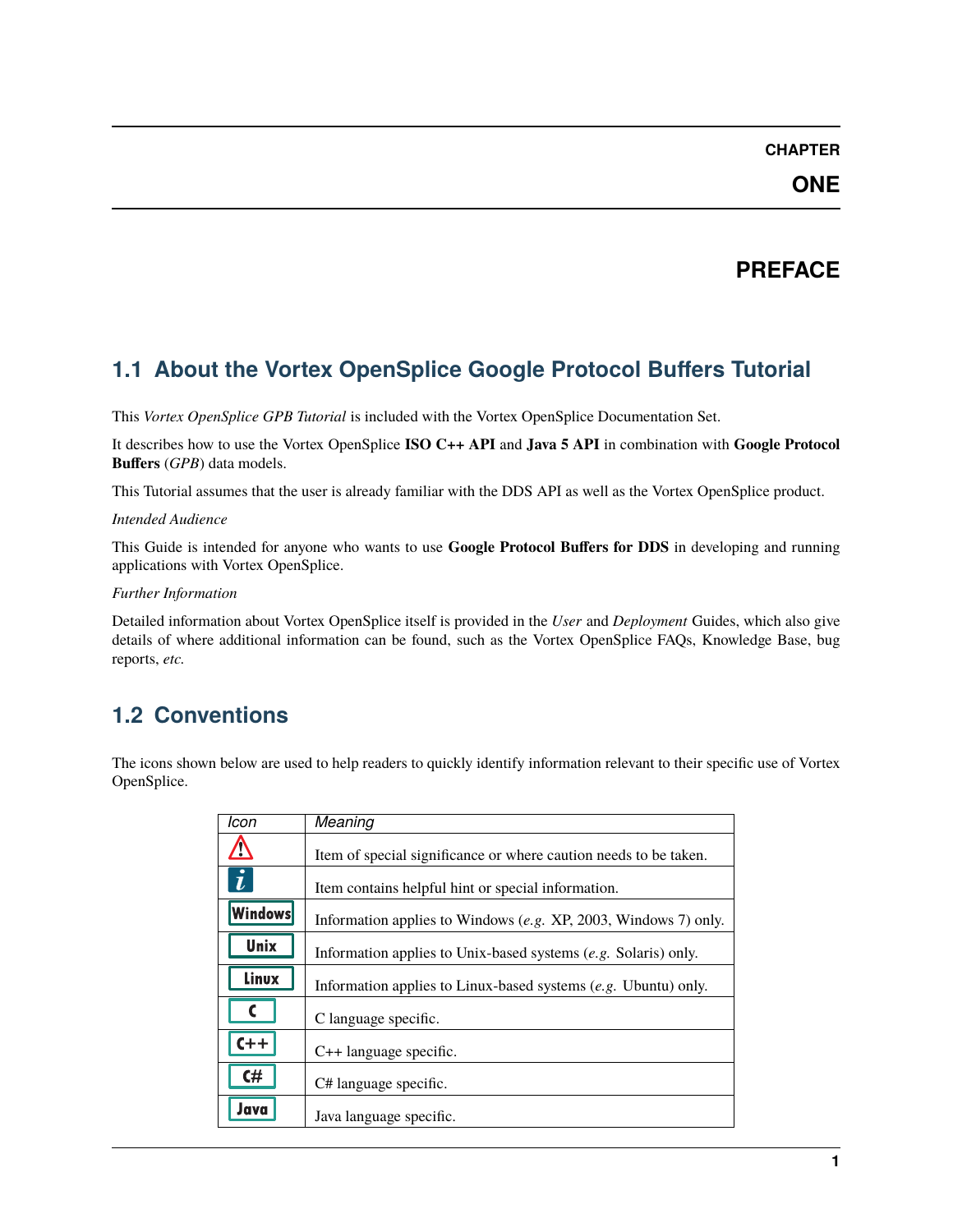# CHAPTER ONE

# PREFACE

## 1.1 About the Vortex OpenSplice Google Protocol Buffers Tutorial

This *Vortex OpenSplice GPB Tutorial* is included with the Vortex OpenSplice Documentation Set.

It describes how to use the Vortex OpenSplice **ISO C++ API** and **Java 5 API** in combination with **Google Protocol Buffers** (*GPB*) data models.

This Tutorial assumes that the user is already familiar with the DDS API as well as the Vortex OpenSplice product.

*Intended Audience*

This Guide is intended for anyone who wants to use **Google Protocol Buffers for DDS** in developing and running applications with Vortex OpenSplice.

*Further Information*

Detailed information about Vortex OpenSplice itself is provided in the *User* and *Deployment* Guides, which also give details of where additional information can be found, such as the Vortex OpenSplice FAQs, Knowledge Base, bug reports, *etc.*

## 1.2 Conventions

The icons shown below are used to help readers to quickly identify information relevant to their specific use of Vortex OpenSplice.

| *Icon* | *Meaning* |
| --- | --- |
| ⚠ | Item of special significance or where caution needs to be taken. |
| i | Item contains helpful hint or special information. |
| Windows | Information applies to Windows (*e.g.* XP, 2003, Windows 7) only. |
| Unix | Information applies to Unix-based systems (*e.g.* Solaris) only. |
| Linux | Information applies to Linux-based systems (*e.g.* Ubuntu) only. |
| C | C language specific. |
| C++ | C++ language specific. |
| C# | C# language specific. |
| Java | Java language specific. |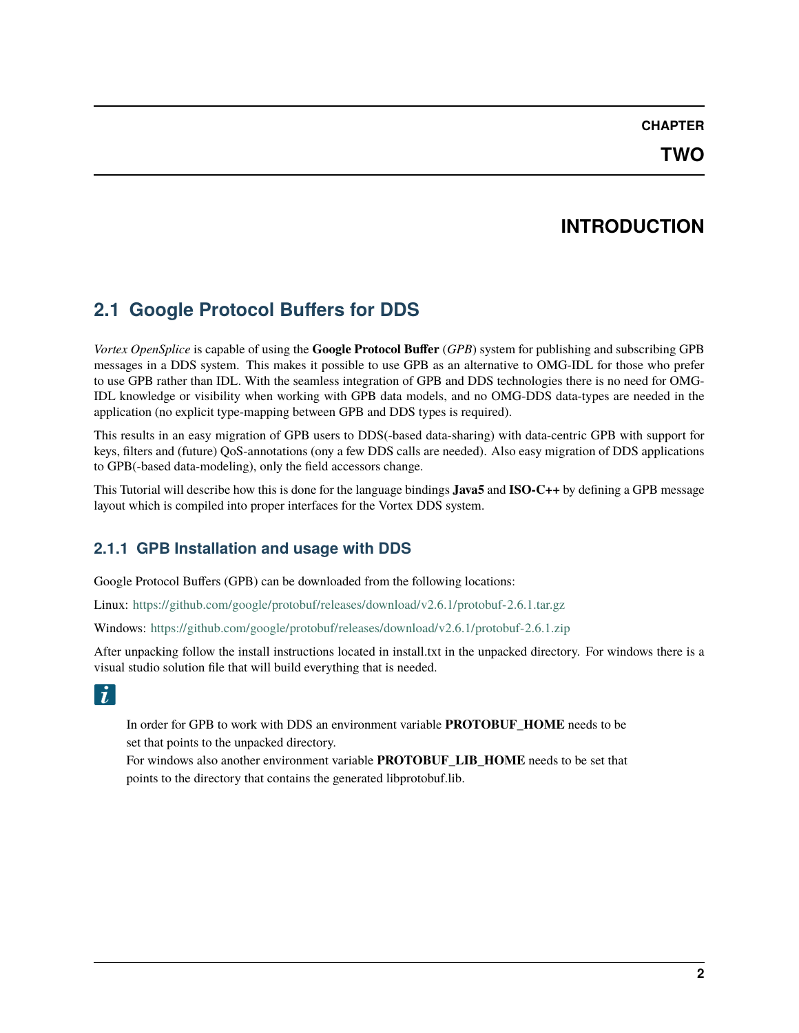# CHAPTER TWO

# INTRODUCTION

## 2.1 Google Protocol Buffers for DDS

*Vortex OpenSplice* is capable of using the **Google Protocol Buffer** (*GPB*) system for publishing and subscribing GPB messages in a DDS system. This makes it possible to use GPB as an alternative to OMG-IDL for those who prefer to use GPB rather than IDL. With the seamless integration of GPB and DDS technologies there is no need for OMG-IDL knowledge or visibility when working with GPB data models, and no OMG-DDS data-types are needed in the application (no explicit type-mapping between GPB and DDS types is required).

This results in an easy migration of GPB users to DDS(-based data-sharing) with data-centric GPB with support for keys, filters and (future) QoS-annotations (ony a few DDS calls are needed). Also easy migration of DDS applications to GPB(-based data-modeling), only the field accessors change.

This Tutorial will describe how this is done for the language bindings **Java5** and **ISO-C++** by defining a GPB message layout which is compiled into proper interfaces for the Vortex DDS system.

### 2.1.1 GPB Installation and usage with DDS

Google Protocol Buffers (GPB) can be downloaded from the following locations:

Linux: https://github.com/google/protobuf/releases/download/v2.6.1/protobuf-2.6.1.tar.gz

Windows: https://github.com/google/protobuf/releases/download/v2.6.1/protobuf-2.6.1.zip

After unpacking follow the install instructions located in install.txt in the unpacked directory. For windows there is a visual studio solution file that will build everything that is needed.

> In order for GPB to work with DDS an environment variable **PROTOBUF_HOME** needs to be set that points to the unpacked directory.
> For windows also another environment variable **PROTOBUF_LIB_HOME** needs to be set that points to the directory that contains the generated libprotobuf.lib.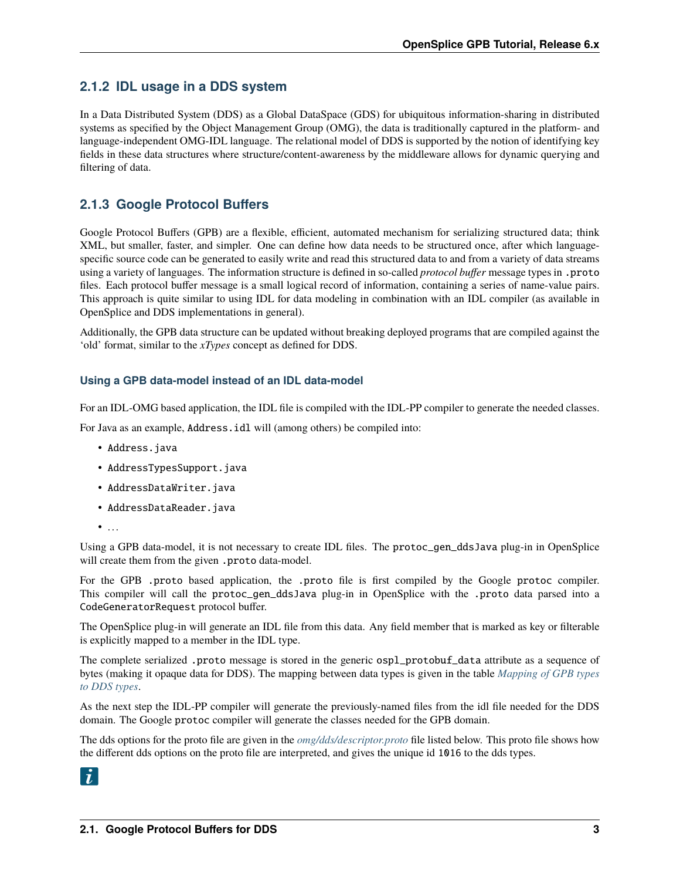### 2.1.2 IDL usage in a DDS system

In a Data Distributed System (DDS) as a Global DataSpace (GDS) for ubiquitous information-sharing in distributed systems as specified by the Object Management Group (OMG), the data is traditionally captured in the platform- and language-independent OMG-IDL language. The relational model of DDS is supported by the notion of identifying key fields in these data structures where structure/content-awareness by the middleware allows for dynamic querying and filtering of data.

### 2.1.3 Google Protocol Buffers

Google Protocol Buffers (GPB) are a flexible, efficient, automated mechanism for serializing structured data; think XML, but smaller, faster, and simpler. One can define how data needs to be structured once, after which language-specific source code can be generated to easily write and read this structured data to and from a variety of data streams using a variety of languages. The information structure is defined in so-called *protocol buffer* message types in `.proto` files. Each protocol buffer message is a small logical record of information, containing a series of name-value pairs. This approach is quite similar to using IDL for data modeling in combination with an IDL compiler (as available in OpenSplice and DDS implementations in general).

Additionally, the GPB data structure can be updated without breaking deployed programs that are compiled against the 'old' format, similar to the *xTypes* concept as defined for DDS.

#### Using a GPB data-model instead of an IDL data-model

For an IDL-OMG based application, the IDL file is compiled with the IDL-PP compiler to generate the needed classes.

For Java as an example, `Address.idl` will (among others) be compiled into:

- `Address.java`
- `AddressTypesSupport.java`
- `AddressDataWriter.java`
- `AddressDataReader.java`
- …

Using a GPB data-model, it is not necessary to create IDL files. The `protoc_gen_ddsJava` plug-in in OpenSplice will create them from the given `.proto` data-model.

For the GPB `.proto` based application, the `.proto` file is first compiled by the Google `protoc` compiler. This compiler will call the `protoc_gen_ddsJava` plug-in in OpenSplice with the `.proto` data parsed into a `CodeGeneratorRequest` protocol buffer.

The OpenSplice plug-in will generate an IDL file from this data. Any field member that is marked as key or filterable is explicitly mapped to a member in the IDL type.

The complete serialized `.proto` message is stored in the generic `ospl_protobuf_data` attribute as a sequence of bytes (making it opaque data for DDS). The mapping between data types is given in the table *Mapping of GPB types to DDS types*.

As the next step the IDL-PP compiler will generate the previously-named files from the idl file needed for the DDS domain. The Google `protoc` compiler will generate the classes needed for the GPB domain.

The dds options for the proto file are given in the *omg/dds/descriptor.proto* file listed below. This proto file shows how the different dds options on the proto file are interpreted, and gives the unique id `1016` to the dds types.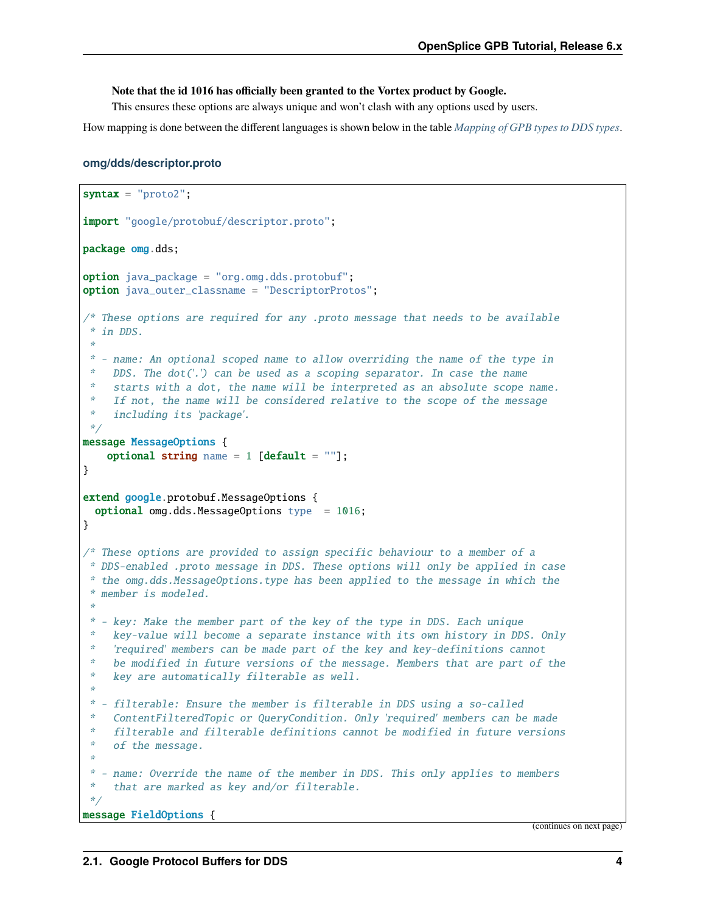**Note that the id 1016 has officially been granted to the Vortex product by Google.**

This ensures these options are always unique and won't clash with any options used by users.

How mapping is done between the different languages is shown below in the table *Mapping of GPB types to DDS types*.

#### omg/dds/descriptor.proto

```
syntax = "proto2";

import "google/protobuf/descriptor.proto";

package omg.dds;

option java_package = "org.omg.dds.protobuf";
option java_outer_classname = "DescriptorProtos";

/* These options are required for any .proto message that needs to be available
 * in DDS.
 *
 * - name: An optional scoped name to allow overriding the name of the type in
 *   DDS. The dot('.') can be used as a scoping separator. In case the name
 *   starts with a dot, the name will be interpreted as an absolute scope name.
 *   If not, the name will be considered relative to the scope of the message
 *   including its 'package'.
 */
message MessageOptions {
    optional string name = 1 [default = ""];
}

extend google.protobuf.MessageOptions {
  optional omg.dds.MessageOptions type  = 1016;
}

/* These options are provided to assign specific behaviour to a member of a
 * DDS-enabled .proto message in DDS. These options will only be applied in case
 * the omg.dds.MessageOptions.type has been applied to the message in which the
 * member is modeled.
 *
 * - key: Make the member part of the key of the type in DDS. Each unique
 *   key-value will become a separate instance with its own history in DDS. Only
 *   'required' members can be made part of the key and key-definitions cannot
 *   be modified in future versions of the message. Members that are part of the
 *   key are automatically filterable as well.
 *
 * - filterable: Ensure the member is filterable in DDS using a so-called
 *   ContentFilteredTopic or QueryCondition. Only 'required' members can be made
 *   filterable and filterable definitions cannot be modified in future versions
 *   of the message.
 *
 * - name: Override the name of the member in DDS. This only applies to members
 *   that are marked as key and/or filterable.
 */
message FieldOptions {
```

(continues on next page)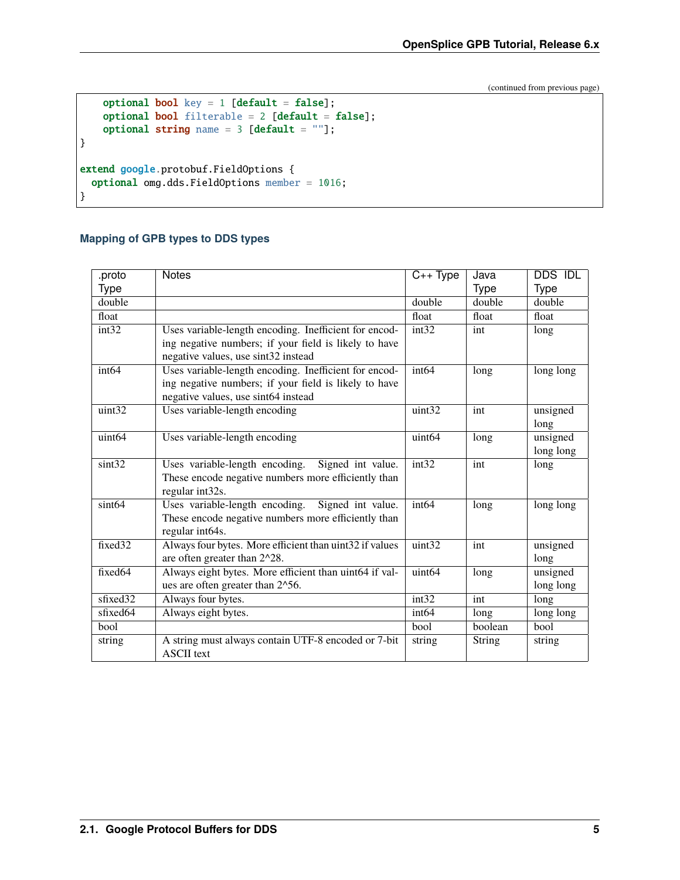(continued from previous page)

```
    optional bool key = 1 [default = false];
    optional bool filterable = 2 [default = false];
    optional string name = 3 [default = ""];
}

extend google.protobuf.FieldOptions {
  optional omg.dds.FieldOptions member = 1016;
}
```

### Mapping of GPB types to DDS types

| .proto Type | Notes | C++ Type | Java Type | DDS IDL Type |
|---|---|---|---|---|
| double | | double | double | double |
| float | | float | float | float |
| int32 | Uses variable-length encoding. Inefficient for encoding negative numbers; if your field is likely to have negative values, use sint32 instead | int32 | int | long |
| int64 | Uses variable-length encoding. Inefficient for encoding negative numbers; if your field is likely to have negative values, use sint64 instead | int64 | long | long long |
| uint32 | Uses variable-length encoding | uint32 | int | unsigned long |
| uint64 | Uses variable-length encoding | uint64 | long | unsigned long long |
| sint32 | Uses variable-length encoding. Signed int value. These encode negative numbers more efficiently than regular int32s. | int32 | int | long |
| sint64 | Uses variable-length encoding. Signed int value. These encode negative numbers more efficiently than regular int64s. | int64 | long | long long |
| fixed32 | Always four bytes. More efficient than uint32 if values are often greater than 2^28. | uint32 | int | unsigned long |
| fixed64 | Always eight bytes. More efficient than uint64 if values are often greater than 2^56. | uint64 | long | unsigned long long |
| sfixed32 | Always four bytes. | int32 | int | long |
| sfixed64 | Always eight bytes. | int64 | long | long long |
| bool | | bool | boolean | bool |
| string | A string must always contain UTF-8 encoded or 7-bit ASCII text | string | String | string |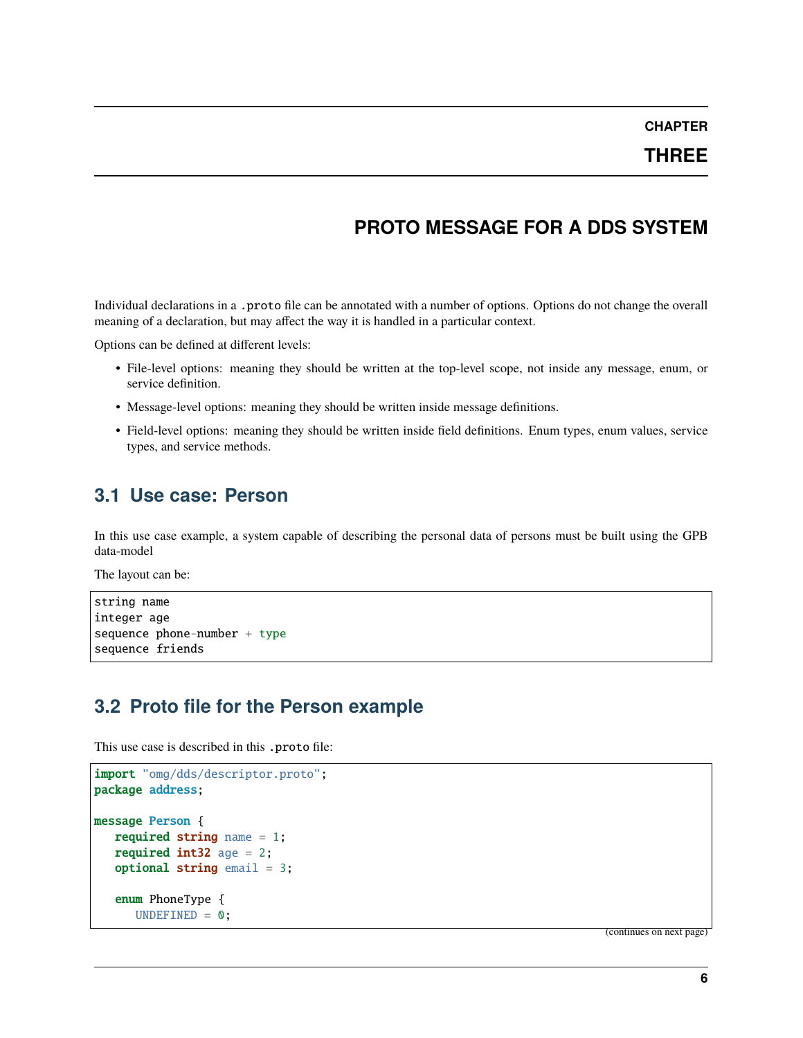# CHAPTER THREE

# PROTO MESSAGE FOR A DDS SYSTEM

Individual declarations in a .proto file can be annotated with a number of options. Options do not change the overall meaning of a declaration, but may affect the way it is handled in a particular context.

Options can be defined at different levels:

- File-level options: meaning they should be written at the top-level scope, not inside any message, enum, or service definition.
- Message-level options: meaning they should be written inside message definitions.
- Field-level options: meaning they should be written inside field definitions. Enum types, enum values, service types, and service methods.

## 3.1 Use case: Person

In this use case example, a system capable of describing the personal data of persons must be built using the GPB data-model

The layout can be:

```
string name
integer age
sequence phone-number + type
sequence friends
```

## 3.2 Proto file for the Person example

This use case is described in this .proto file:

```
import "omg/dds/descriptor.proto";
package address;

message Person {
   required string name = 1;
   required int32 age = 2;
   optional string email = 3;

   enum PhoneType {
      UNDEFINED = 0;
```

(continues on next page)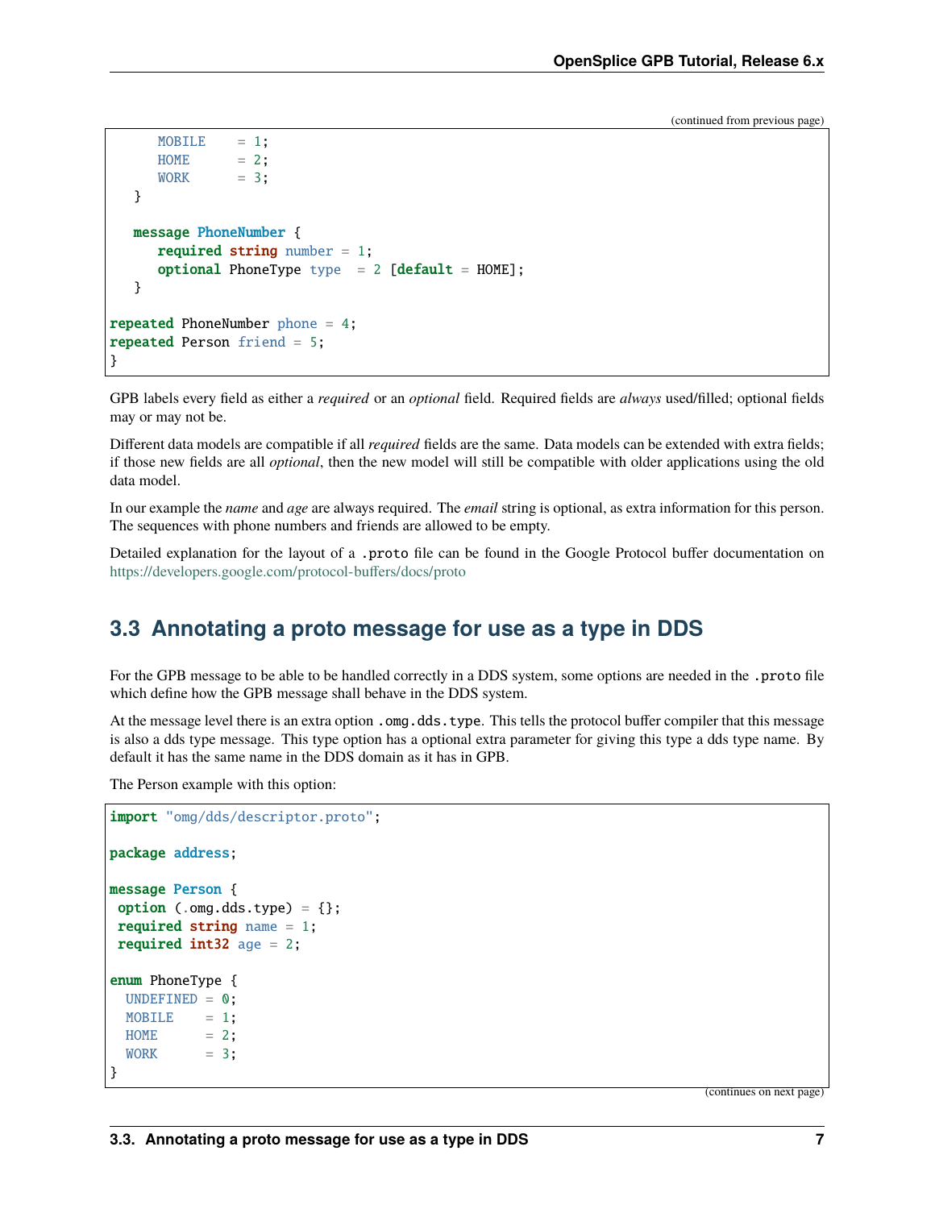(continued from previous page)

```
      MOBILE    = 1;
      HOME      = 2;
      WORK      = 3;
   }

   message PhoneNumber {
      required string number = 1;
      optional PhoneType type  = 2 [default = HOME];
   }

repeated PhoneNumber phone = 4;
repeated Person friend = 5;
}
```

GPB labels every field as either a *required* or an *optional* field. Required fields are *always* used/filled; optional fields may or may not be.

Different data models are compatible if all *required* fields are the same. Data models can be extended with extra fields; if those new fields are all *optional*, then the new model will still be compatible with older applications using the old data model.

In our example the *name* and *age* are always required. The *email* string is optional, as extra information for this person. The sequences with phone numbers and friends are allowed to be empty.

Detailed explanation for the layout of a `.proto` file can be found in the Google Protocol buffer documentation on https://developers.google.com/protocol-buffers/docs/proto

## 3.3 Annotating a proto message for use as a type in DDS

For the GPB message to be able to be handled correctly in a DDS system, some options are needed in the `.proto` file which define how the GPB message shall behave in the DDS system.

At the message level there is an extra option `.omg.dds.type`. This tells the protocol buffer compiler that this message is also a dds type message. This type option has a optional extra parameter for giving this type a dds type name. By default it has the same name in the DDS domain as it has in GPB.

The Person example with this option:

```
import "omg/dds/descriptor.proto";

package address;

message Person {
 option (.omg.dds.type) = {};
 required string name = 1;
 required int32 age = 2;

enum PhoneType {
  UNDEFINED = 0;
  MOBILE    = 1;
  HOME      = 2;
  WORK      = 3;
}
```

(continues on next page)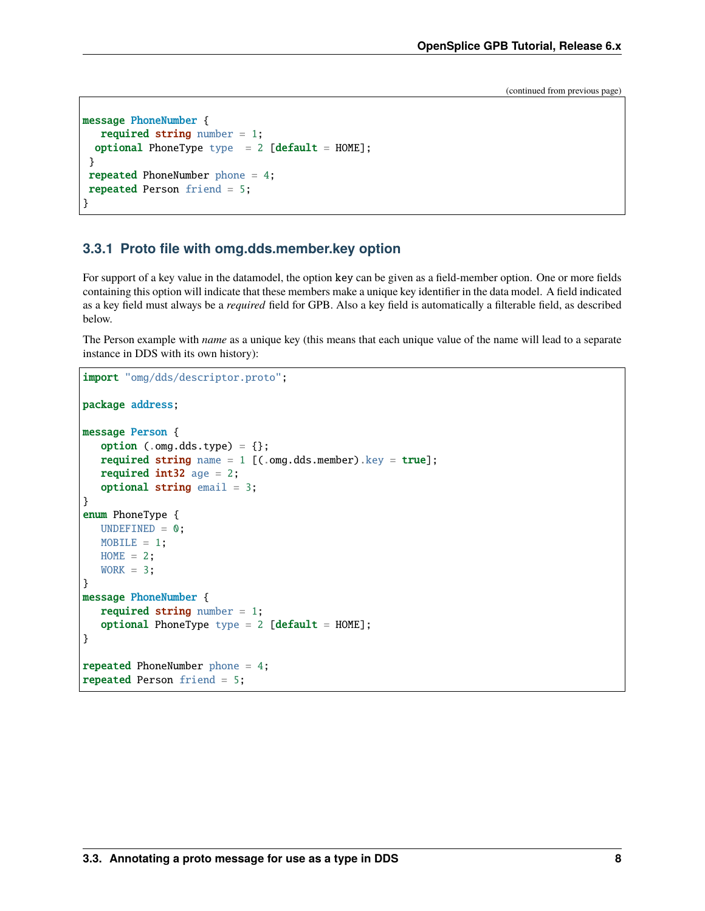(continued from previous page)

```
message PhoneNumber {
   required string number = 1;
  optional PhoneType type  = 2 [default = HOME];
 }
 repeated PhoneNumber phone = 4;
 repeated Person friend = 5;
}
```

### 3.3.1 Proto file with omg.dds.member.key option

For support of a key value in the datamodel, the option `key` can be given as a field-member option. One or more fields containing this option will indicate that these members make a unique key identifier in the data model. A field indicated as a key field must always be a *required* field for GPB. Also a key field is automatically a filterable field, as described below.

The Person example with *name* as a unique key (this means that each unique value of the name will lead to a separate instance in DDS with its own history):

```
import "omg/dds/descriptor.proto";

package address;

message Person {
   option (.omg.dds.type) = {};
   required string name = 1 [(.omg.dds.member).key = true];
   required int32 age = 2;
   optional string email = 3;
}
enum PhoneType {
   UNDEFINED = 0;
   MOBILE = 1;
   HOME = 2;
   WORK = 3;
}
message PhoneNumber {
   required string number = 1;
   optional PhoneType type = 2 [default = HOME];
}

repeated PhoneNumber phone = 4;
repeated Person friend = 5;
```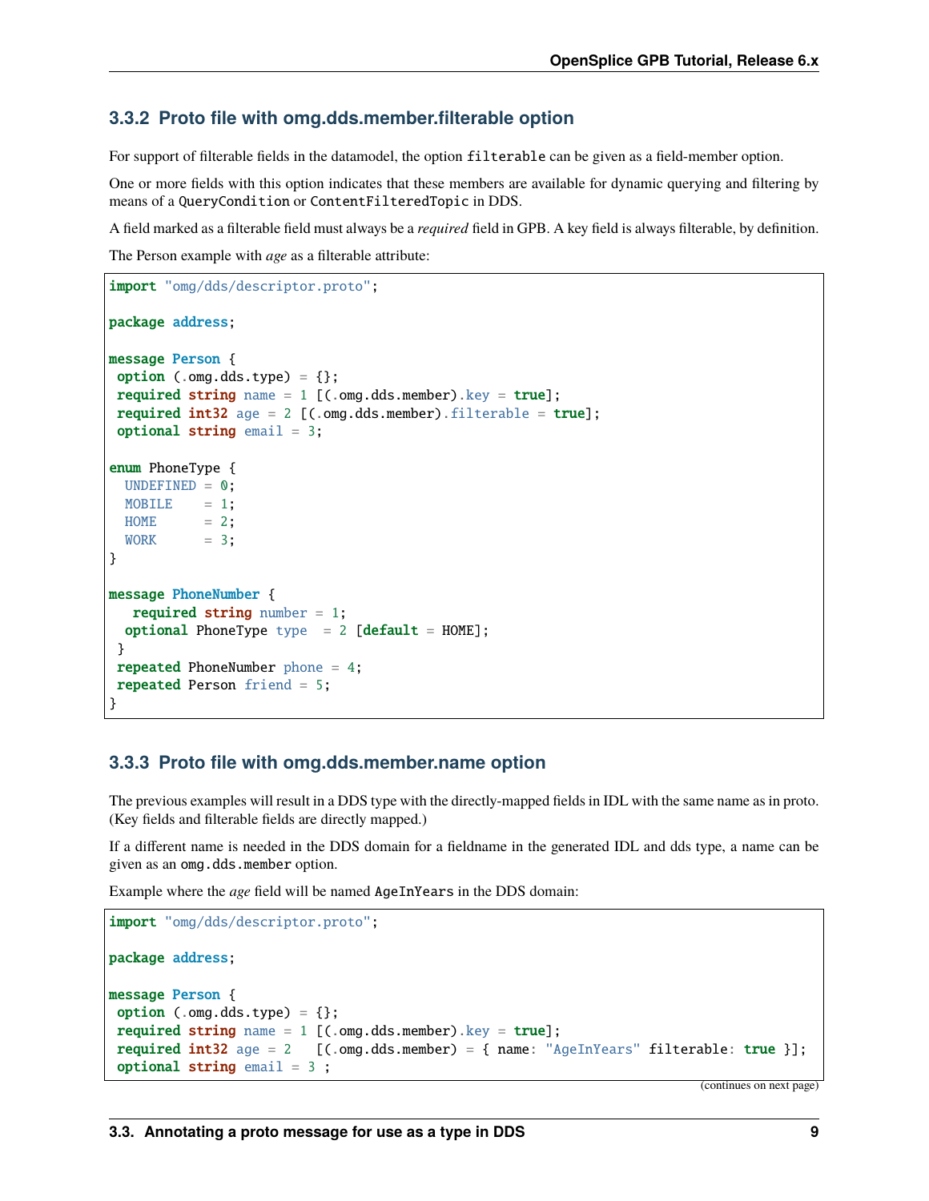### 3.3.2 Proto file with omg.dds.member.filterable option

For support of filterable fields in the datamodel, the option `filterable` can be given as a field-member option.

One or more fields with this option indicates that these members are available for dynamic querying and filtering by means of a `QueryCondition` or `ContentFilteredTopic` in DDS.

A field marked as a filterable field must always be a *required* field in GPB. A key field is always filterable, by definition.

The Person example with *age* as a filterable attribute:

```
import "omg/dds/descriptor.proto";

package address;

message Person {
 option (.omg.dds.type) = {};
 required string name = 1 [(.omg.dds.member).key = true];
 required int32 age = 2 [(.omg.dds.member).filterable = true];
 optional string email = 3;

enum PhoneType {
  UNDEFINED = 0;
  MOBILE    = 1;
  HOME      = 2;
  WORK      = 3;
}

message PhoneNumber {
   required string number = 1;
  optional PhoneType type  = 2 [default = HOME];
 }
 repeated PhoneNumber phone = 4;
 repeated Person friend = 5;
}
```

### 3.3.3 Proto file with omg.dds.member.name option

The previous examples will result in a DDS type with the directly-mapped fields in IDL with the same name as in proto. (Key fields and filterable fields are directly mapped.)

If a different name is needed in the DDS domain for a fieldname in the generated IDL and dds type, a name can be given as an `omg.dds.member` option.

Example where the *age* field will be named `AgeInYears` in the DDS domain:

```
import "omg/dds/descriptor.proto";

package address;

message Person {
 option (.omg.dds.type) = {};
 required string name = 1 [(.omg.dds.member).key = true];
 required int32 age = 2   [(.omg.dds.member) = { name: "AgeInYears" filterable: true }];
 optional string email = 3 ;
```

(continues on next page)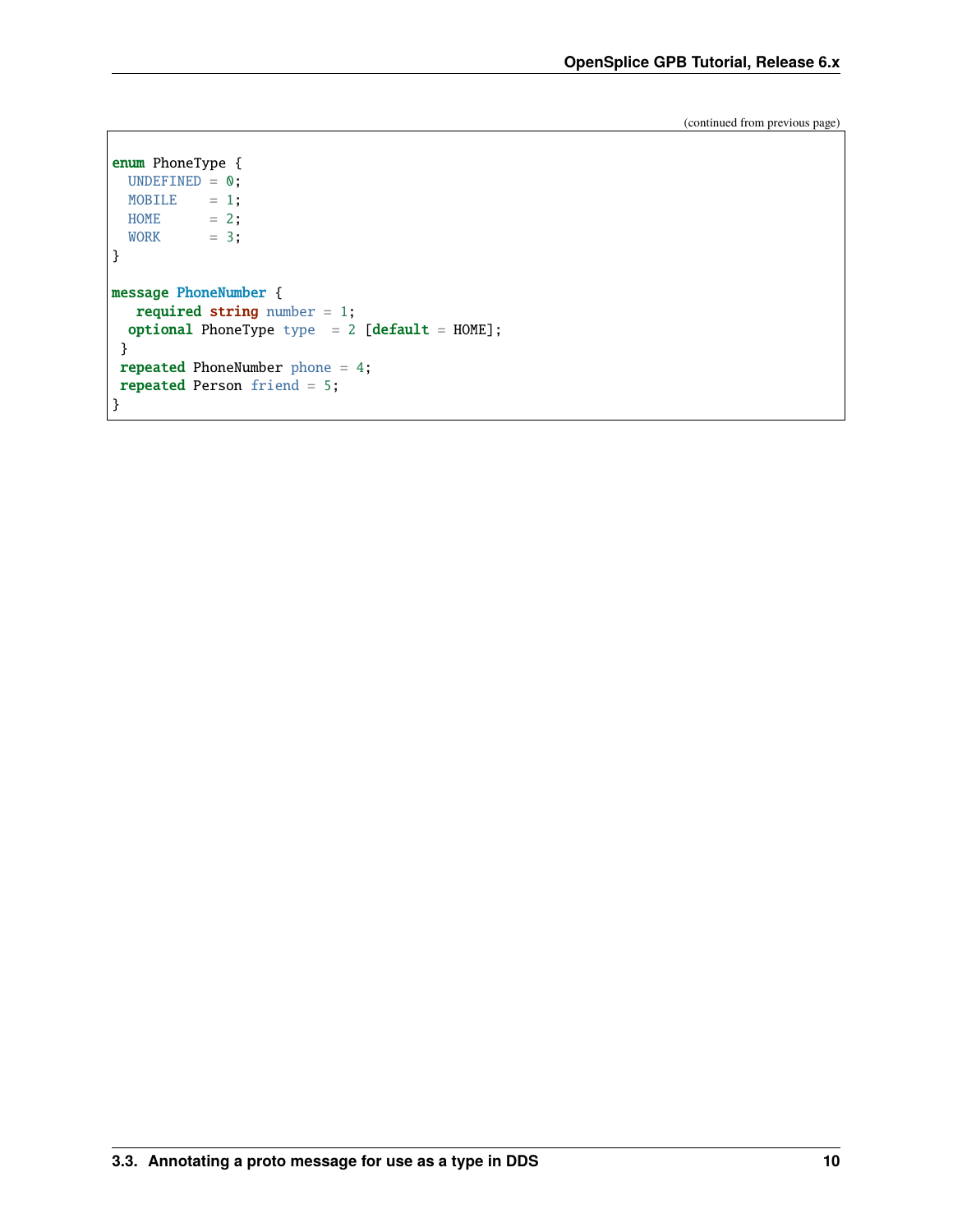(continued from previous page)

```
enum PhoneType {
  UNDEFINED = 0;
  MOBILE    = 1;
  HOME      = 2;
  WORK      = 3;
}

message PhoneNumber {
   required string number = 1;
  optional PhoneType type  = 2 [default = HOME];
 }
 repeated PhoneNumber phone = 4;
 repeated Person friend = 5;
}
```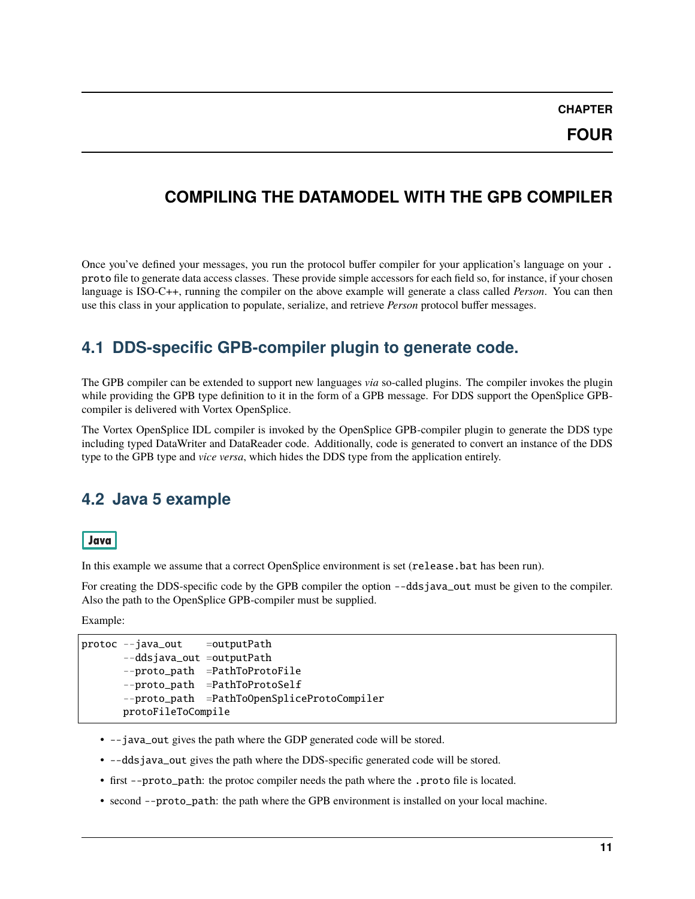# CHAPTER FOUR

# COMPILING THE DATAMODEL WITH THE GPB COMPILER

Once you've defined your messages, you run the protocol buffer compiler for your application's language on your `.proto` file to generate data access classes. These provide simple accessors for each field so, for instance, if your chosen language is ISO-C++, running the compiler on the above example will generate a class called *Person*. You can then use this class in your application to populate, serialize, and retrieve *Person* protocol buffer messages.

## 4.1 DDS-specific GPB-compiler plugin to generate code.

The GPB compiler can be extended to support new languages *via* so-called plugins. The compiler invokes the plugin while providing the GPB type definition to it in the form of a GPB message. For DDS support the OpenSplice GPB-compiler is delivered with Vortex OpenSplice.

The Vortex OpenSplice IDL compiler is invoked by the OpenSplice GPB-compiler plugin to generate the DDS type including typed DataWriter and DataReader code. Additionally, code is generated to convert an instance of the DDS type to the GPB type and *vice versa*, which hides the DDS type from the application entirely.

## 4.2 Java 5 example

**Java**

In this example we assume that a correct OpenSplice environment is set (`release.bat` has been run).

For creating the DDS-specific code by the GPB compiler the option `--ddsjava_out` must be given to the compiler. Also the path to the OpenSplice GPB-compiler must be supplied.

Example:

```
protoc --java_out    =outputPath
       --ddsjava_out =outputPath
       --proto_path  =PathToProtoFile
       --proto_path  =PathToProtoSelf
       --proto_path  =PathToOpenSpliceProtoCompiler
       protoFileToCompile
```

- `--java_out` gives the path where the GDP generated code will be stored.
- `--ddsjava_out` gives the path where the DDS-specific generated code will be stored.
- first `--proto_path`: the protoc compiler needs the path where the `.proto` file is located.
- second `--proto_path`: the path where the GPB environment is installed on your local machine.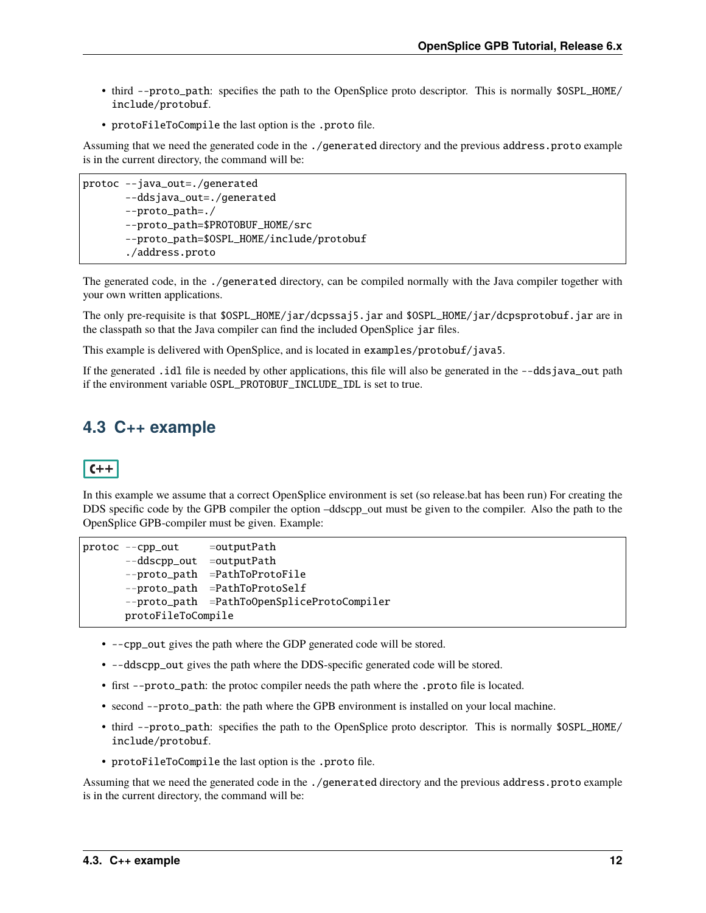- third `--proto_path`: specifies the path to the OpenSplice proto descriptor. This is normally `$OSPL_HOME/include/protobuf`.
- `protoFileToCompile` the last option is the `.proto` file.

Assuming that we need the generated code in the `./generated` directory and the previous `address.proto` example is in the current directory, the command will be:

```
protoc --java_out=./generated
       --ddsjava_out=./generated
       --proto_path=./
       --proto_path=$PROTOBUF_HOME/src
       --proto_path=$OSPL_HOME/include/protobuf
       ./address.proto
```

The generated code, in the `./generated` directory, can be compiled normally with the Java compiler together with your own written applications.

The only pre-requisite is that `$OSPL_HOME/jar/dcpssaj5.jar` and `$OSPL_HOME/jar/dcpsprotobuf.jar` are in the classpath so that the Java compiler can find the included OpenSplice `jar` files.

This example is delivered with OpenSplice, and is located in `examples/protobuf/java5`.

If the generated `.idl` file is needed by other applications, this file will also be generated in the `--ddsjava_out` path if the environment variable `OSPL_PROTOBUF_INCLUDE_IDL` is set to true.

## 4.3 C++ example

C++

In this example we assume that a correct OpenSplice environment is set (so release.bat has been run) For creating the DDS specific code by the GPB compiler the option –ddscpp_out must be given to the compiler. Also the path to the OpenSplice GPB-compiler must be given. Example:

```
protoc --cpp_out     =outputPath
       --ddscpp_out  =outputPath
       --proto_path  =PathToProtoFile
       --proto_path  =PathToProtoSelf
       --proto_path  =PathToOpenSpliceProtoCompiler
       protoFileToCompile
```

- `--cpp_out` gives the path where the GDP generated code will be stored.
- `--ddscpp_out` gives the path where the DDS-specific generated code will be stored.
- first `--proto_path`: the protoc compiler needs the path where the `.proto` file is located.
- second `--proto_path`: the path where the GPB environment is installed on your local machine.
- third `--proto_path`: specifies the path to the OpenSplice proto descriptor. This is normally `$OSPL_HOME/include/protobuf`.
- `protoFileToCompile` the last option is the `.proto` file.

Assuming that we need the generated code in the `./generated` directory and the previous `address.proto` example is in the current directory, the command will be: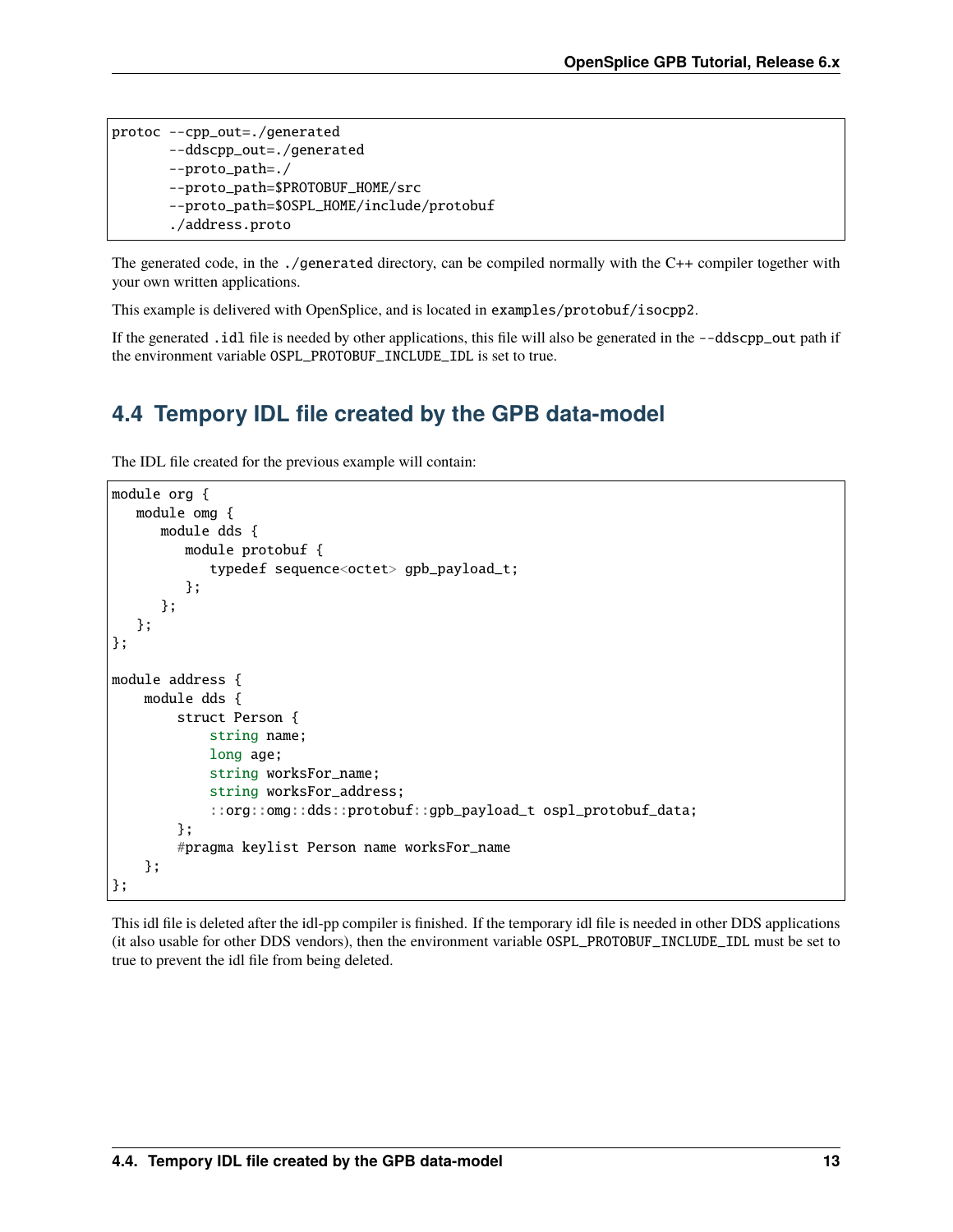```
protoc --cpp_out=./generated
       --ddscpp_out=./generated
       --proto_path=./
       --proto_path=$PROTOBUF_HOME/src
       --proto_path=$OSPL_HOME/include/protobuf
       ./address.proto
```

The generated code, in the `./generated` directory, can be compiled normally with the C++ compiler together with your own written applications.

This example is delivered with OpenSplice, and is located in `examples/protobuf/isocpp2`.

If the generated `.idl` file is needed by other applications, this file will also be generated in the `--ddscpp_out` path if the environment variable `OSPL_PROTOBUF_INCLUDE_IDL` is set to true.

## 4.4 Tempory IDL file created by the GPB data-model

The IDL file created for the previous example will contain:

```
module org {
   module omg {
      module dds {
         module protobuf {
            typedef sequence<octet> gpb_payload_t;
         };
      };
   };
};

module address {
    module dds {
        struct Person {
            string name;
            long age;
            string worksFor_name;
            string worksFor_address;
            ::org::omg::dds::protobuf::gpb_payload_t ospl_protobuf_data;
        };
        #pragma keylist Person name worksFor_name
    };
};
```

This idl file is deleted after the idl-pp compiler is finished. If the temporary idl file is needed in other DDS applications (it also usable for other DDS vendors), then the environment variable `OSPL_PROTOBUF_INCLUDE_IDL` must be set to true to prevent the idl file from being deleted.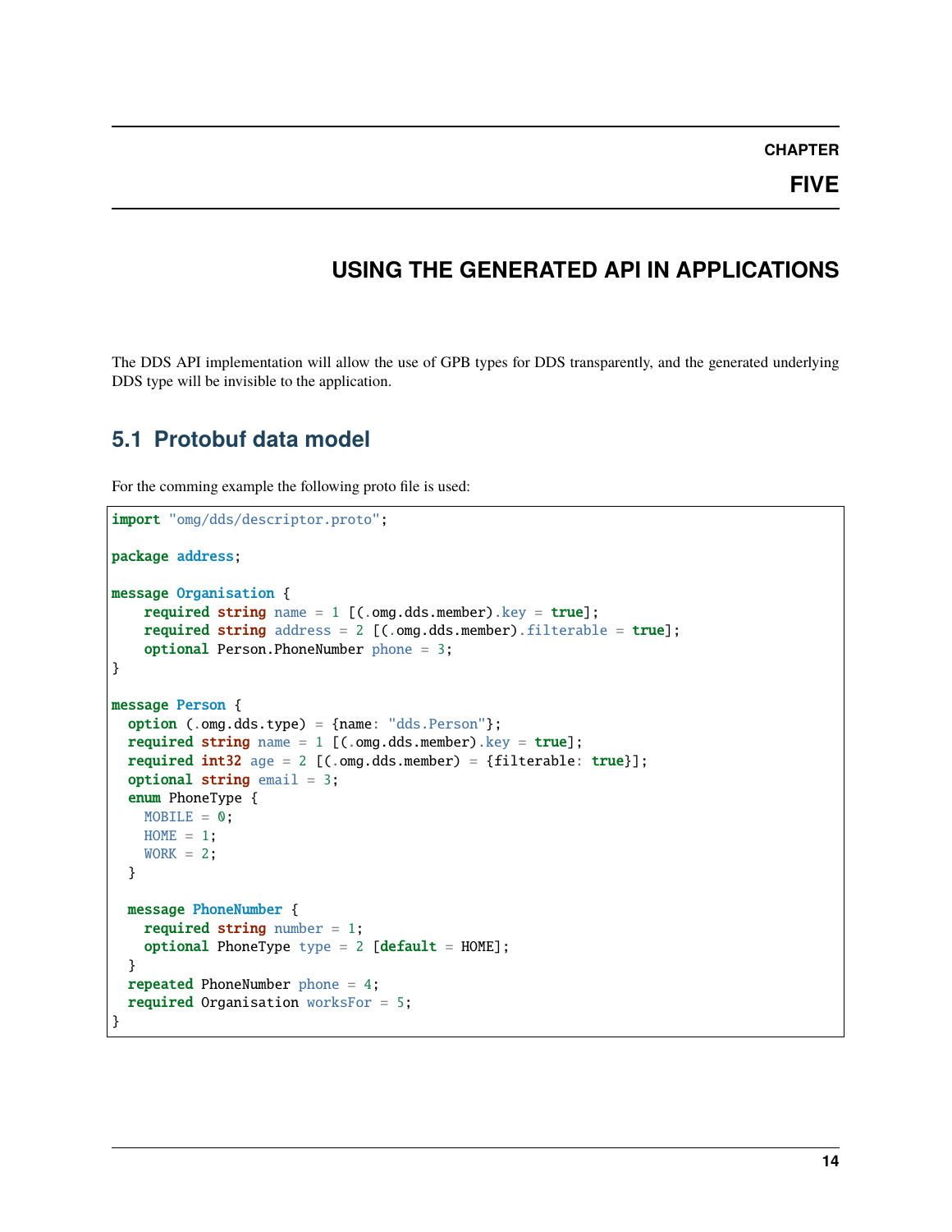# CHAPTER FIVE

# USING THE GENERATED API IN APPLICATIONS

The DDS API implementation will allow the use of GPB types for DDS transparently, and the generated underlying DDS type will be invisible to the application.

## 5.1 Protobuf data model

For the comming example the following proto file is used:

```
import "omg/dds/descriptor.proto";

package address;

message Organisation {
    required string name = 1 [(.omg.dds.member).key = true];
    required string address = 2 [(.omg.dds.member).filterable = true];
    optional Person.PhoneNumber phone = 3;
}

message Person {
  option (.omg.dds.type) = {name: "dds.Person"};
  required string name = 1 [(.omg.dds.member).key = true];
  required int32 age = 2 [(.omg.dds.member) = {filterable: true}];
  optional string email = 3;
  enum PhoneType {
    MOBILE = 0;
    HOME = 1;
    WORK = 2;
  }

  message PhoneNumber {
    required string number = 1;
    optional PhoneType type = 2 [default = HOME];
  }
  repeated PhoneNumber phone = 4;
  required Organisation worksFor = 5;
}
```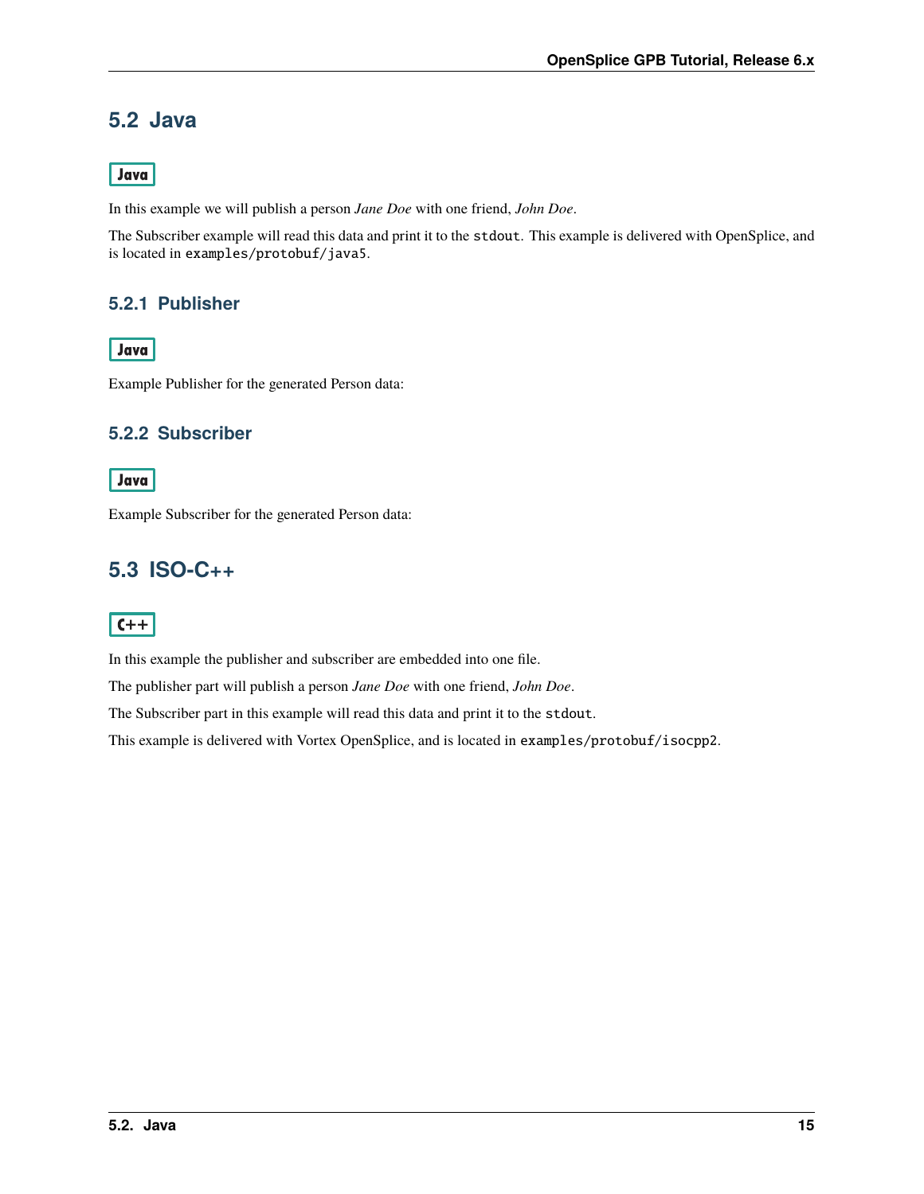## 5.2 Java

Java

In this example we will publish a person *Jane Doe* with one friend, *John Doe*.

The Subscriber example will read this data and print it to the `stdout`. This example is delivered with OpenSplice, and is located in `examples/protobuf/java5`.

### 5.2.1 Publisher

Java

Example Publisher for the generated Person data:

### 5.2.2 Subscriber

Java

Example Subscriber for the generated Person data:

## 5.3 ISO-C++

C++

In this example the publisher and subscriber are embedded into one file.

The publisher part will publish a person *Jane Doe* with one friend, *John Doe*.

The Subscriber part in this example will read this data and print it to the `stdout`.

This example is delivered with Vortex OpenSplice, and is located in `examples/protobuf/isocpp2`.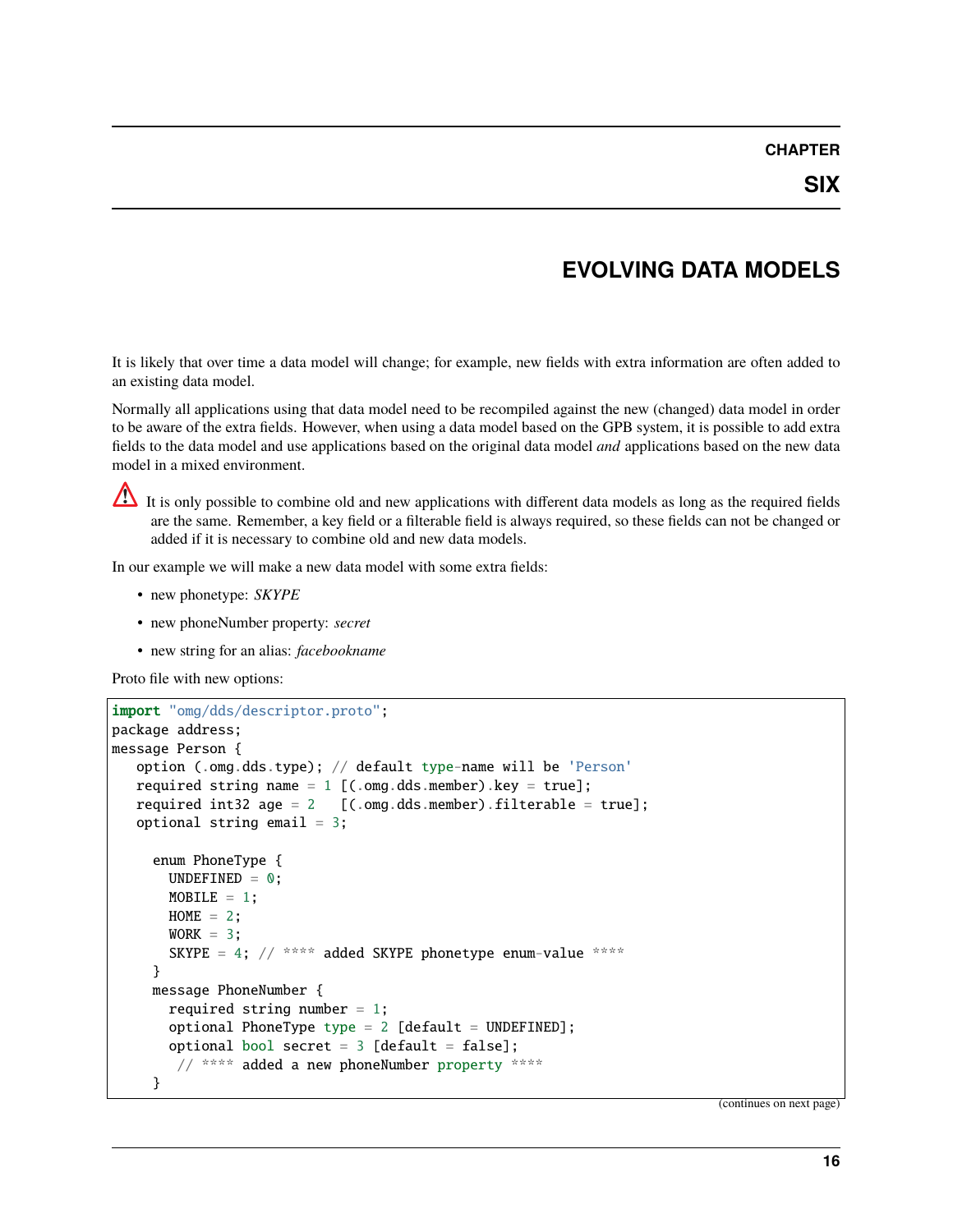# CHAPTER SIX

# EVOLVING DATA MODELS

It is likely that over time a data model will change; for example, new fields with extra information are often added to an existing data model.

Normally all applications using that data model need to be recompiled against the new (changed) data model in order to be aware of the extra fields. However, when using a data model based on the GPB system, it is possible to add extra fields to the data model and use applications based on the original data model *and* applications based on the new data model in a mixed environment.

⚠ It is only possible to combine old and new applications with different data models as long as the required fields are the same. Remember, a key field or a filterable field is always required, so these fields can not be changed or added if it is necessary to combine old and new data models.

In our example we will make a new data model with some extra fields:

- new phonetype: *SKYPE*
- new phoneNumber property: *secret*
- new string for an alias: *facebookname*

Proto file with new options:

```
import "omg/dds/descriptor.proto";
package address;
message Person {
   option (.omg.dds.type); // default type-name will be 'Person'
   required string name = 1 [(.omg.dds.member).key = true];
   required int32 age = 2   [(.omg.dds.member).filterable = true];
   optional string email = 3;

     enum PhoneType {
       UNDEFINED = 0;
       MOBILE = 1;
       HOME = 2;
       WORK = 3;
       SKYPE = 4; // **** added SKYPE phonetype enum-value ****
     }
     message PhoneNumber {
       required string number = 1;
       optional PhoneType type = 2 [default = UNDEFINED];
       optional bool secret = 3 [default = false];
        // **** added a new phoneNumber property ****
     }
```

(continues on next page)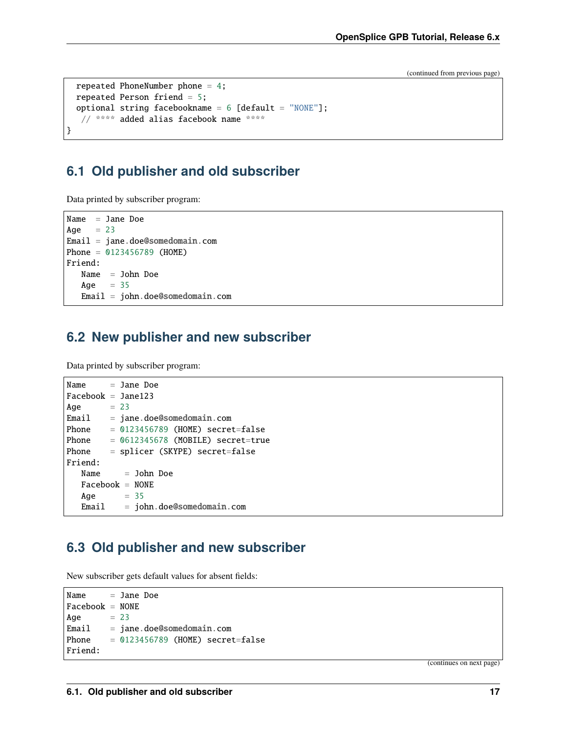(continued from previous page)

```
  repeated PhoneNumber phone = 4;
  repeated Person friend = 5;
  optional string facebookname = 6 [default = "NONE"];
   // **** added alias facebook name ****
}
```

## 6.1 Old publisher and old subscriber

Data printed by subscriber program:

```
Name  = Jane Doe
Age   = 23
Email = jane.doe@somedomain.com
Phone = 0123456789 (HOME)
Friend:
   Name  = John Doe
   Age   = 35
   Email = john.doe@somedomain.com
```

## 6.2 New publisher and new subscriber

Data printed by subscriber program:

```
Name     = Jane Doe
Facebook = Jane123
Age      = 23
Email    = jane.doe@somedomain.com
Phone    = 0123456789 (HOME) secret=false
Phone    = 0612345678 (MOBILE) secret=true
Phone    = splicer (SKYPE) secret=false
Friend:
   Name     = John Doe
   Facebook = NONE
   Age      = 35
   Email    = john.doe@somedomain.com
```

## 6.3 Old publisher and new subscriber

New subscriber gets default values for absent fields:

```
Name     = Jane Doe
Facebook = NONE
Age      = 23
Email    = jane.doe@somedomain.com
Phone    = 0123456789 (HOME) secret=false
Friend:
```

(continues on next page)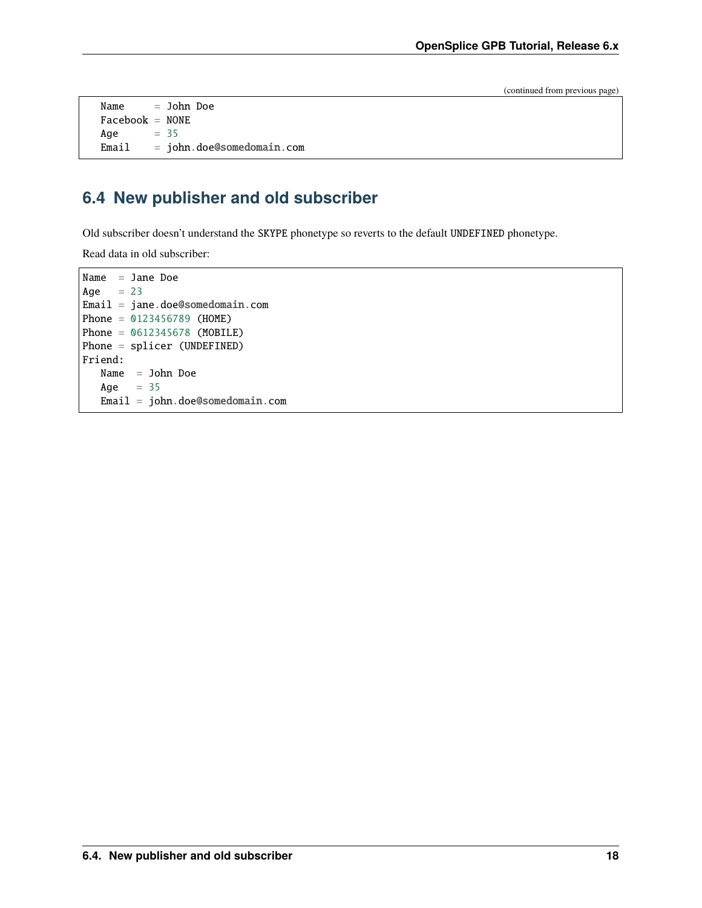(continued from previous page)

```
   Name     = John Doe
   Facebook = NONE
   Age      = 35
   Email    = john.doe@somedomain.com
```

## 6.4 New publisher and old subscriber

Old subscriber doesn't understand the SKYPE phonetype so reverts to the default UNDEFINED phonetype.

Read data in old subscriber:

```
Name  = Jane Doe
Age   = 23
Email = jane.doe@somedomain.com
Phone = 0123456789 (HOME)
Phone = 0612345678 (MOBILE)
Phone = splicer (UNDEFINED)
Friend:
   Name  = John Doe
   Age   = 35
   Email = john.doe@somedomain.com
```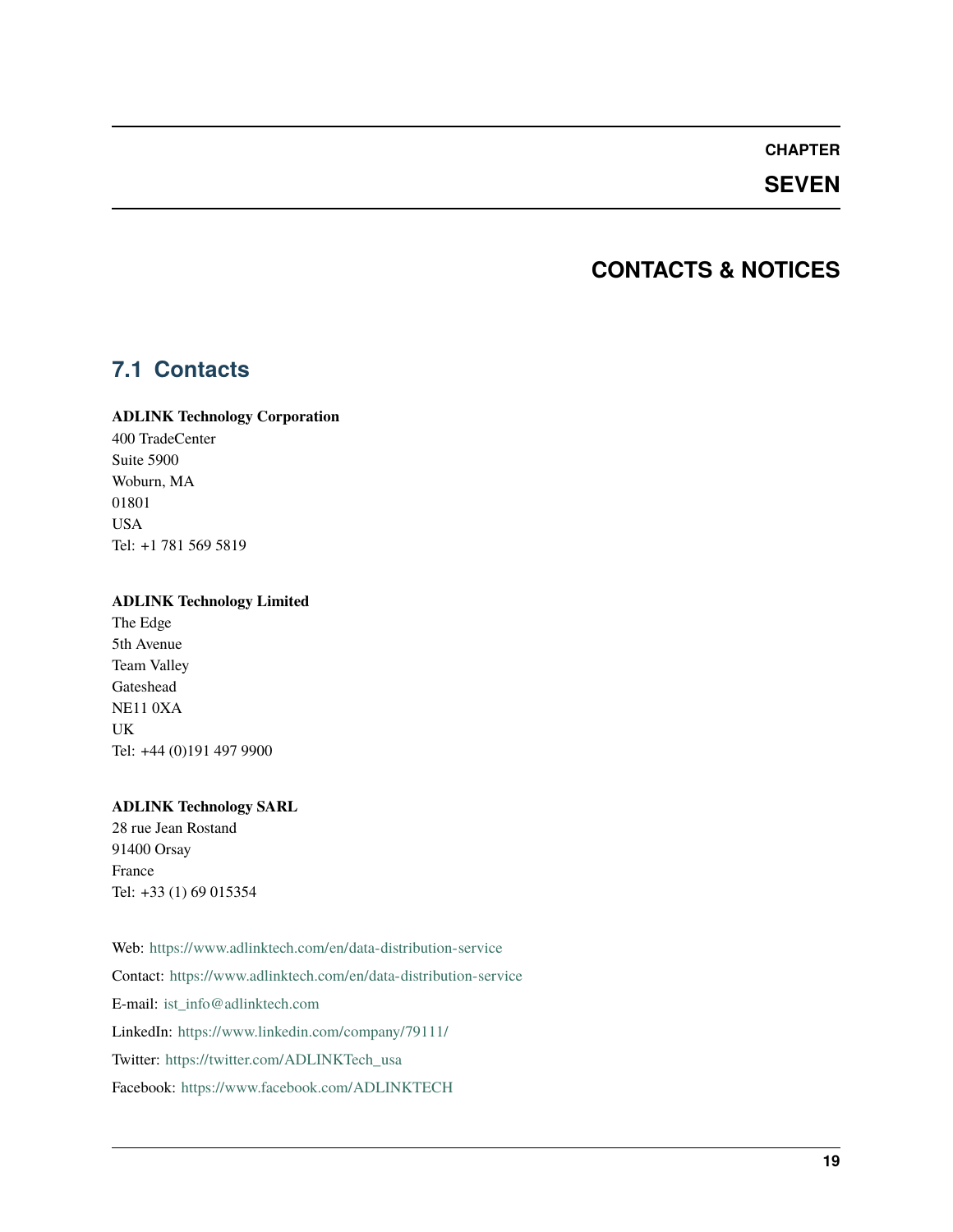# CHAPTER SEVEN

# CONTACTS & NOTICES

## 7.1 Contacts

**ADLINK Technology Corporation**
400 TradeCenter
Suite 5900
Woburn, MA
01801
USA
Tel: +1 781 569 5819

**ADLINK Technology Limited**
The Edge
5th Avenue
Team Valley
Gateshead
NE11 0XA
UK
Tel: +44 (0)191 497 9900

**ADLINK Technology SARL**
28 rue Jean Rostand
91400 Orsay
France
Tel: +33 (1) 69 015354

Web: https://www.adlinktech.com/en/data-distribution-service

Contact: https://www.adlinktech.com/en/data-distribution-service

E-mail: ist_info@adlinktech.com

LinkedIn: https://www.linkedin.com/company/79111/

Twitter: https://twitter.com/ADLINKTech_usa

Facebook: https://www.facebook.com/ADLINKTECH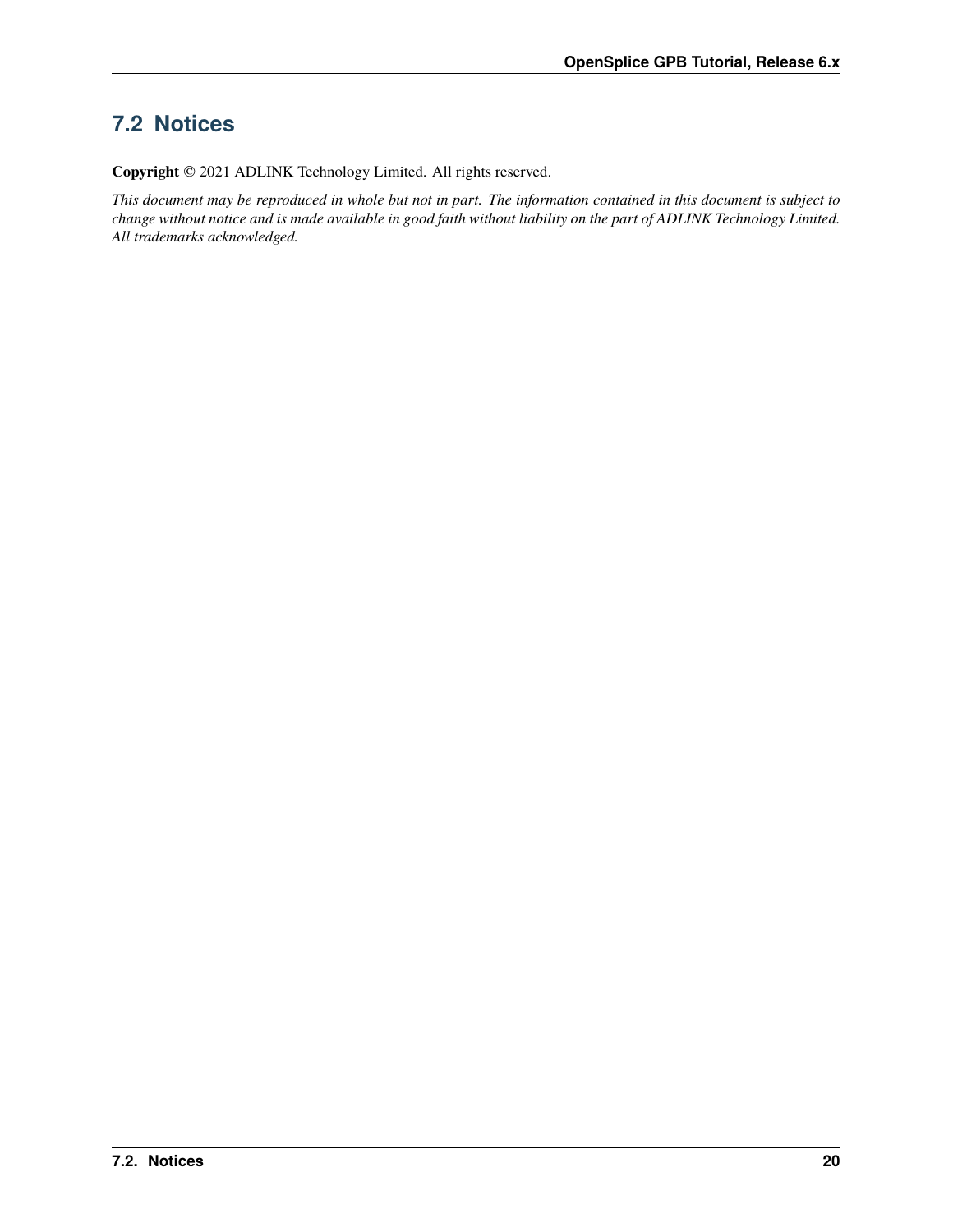## 7.2 Notices

**Copyright** © 2021 ADLINK Technology Limited. All rights reserved.

*This document may be reproduced in whole but not in part. The information contained in this document is subject to change without notice and is made available in good faith without liability on the part of ADLINK Technology Limited. All trademarks acknowledged.*